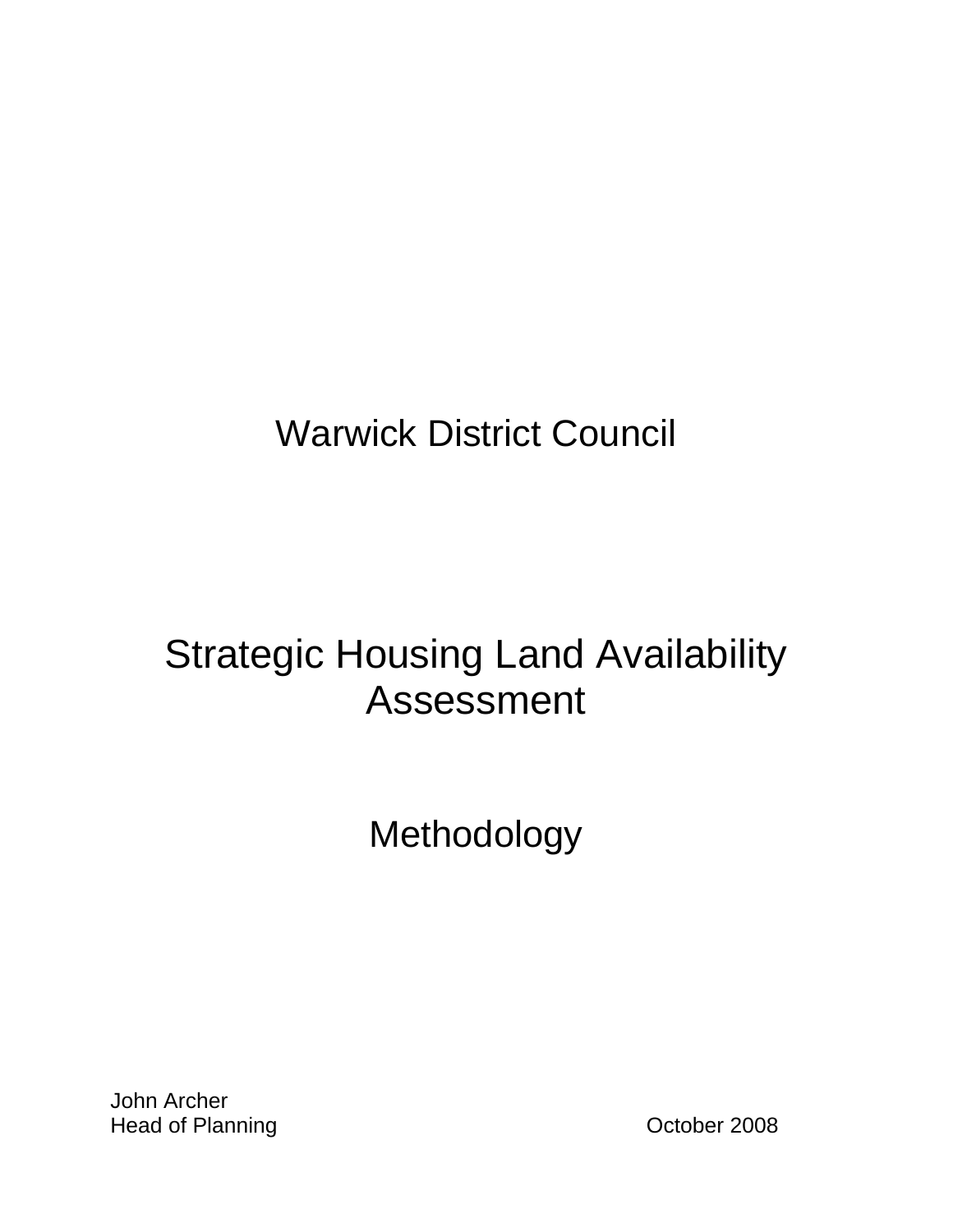# Warwick District Council

# Strategic Housing Land Availability Assessment

## Methodology

John Archer
Head of Planning

October 2008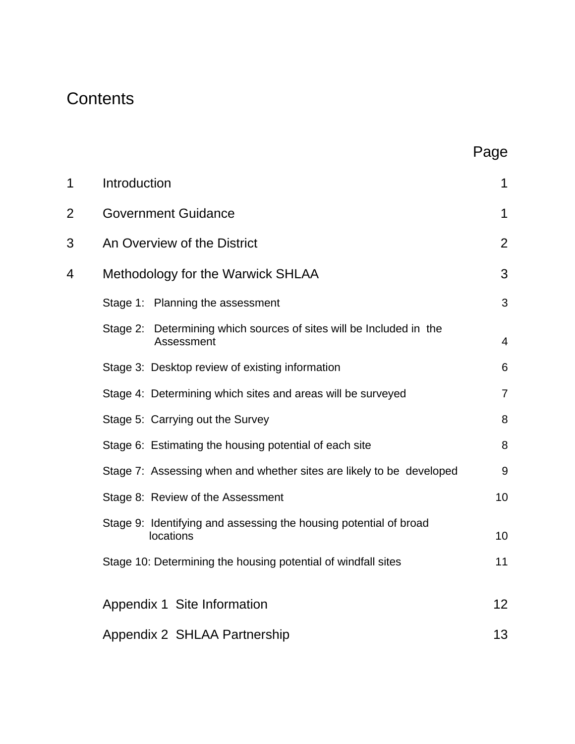# Contents

| | | Page |
|---|---|---|
| 1 | Introduction | 1 |
| 2 | Government Guidance | 1 |
| 3 | An Overview of the District | 2 |
| 4 | Methodology for the Warwick SHLAA | 3 |
| | Stage 1: Planning the assessment | 3 |
| | Stage 2: Determining which sources of sites will be Included in the Assessment | 4 |
| | Stage 3: Desktop review of existing information | 6 |
| | Stage 4: Determining which sites and areas will be surveyed | 7 |
| | Stage 5: Carrying out the Survey | 8 |
| | Stage 6: Estimating the housing potential of each site | 8 |
| | Stage 7: Assessing when and whether sites are likely to be developed | 9 |
| | Stage 8: Review of the Assessment | 10 |
| | Stage 9: Identifying and assessing the housing potential of broad locations | 10 |
| | Stage 10: Determining the housing potential of windfall sites | 11 |
| | Appendix 1 Site Information | 12 |
| | Appendix 2 SHLAA Partnership | 13 |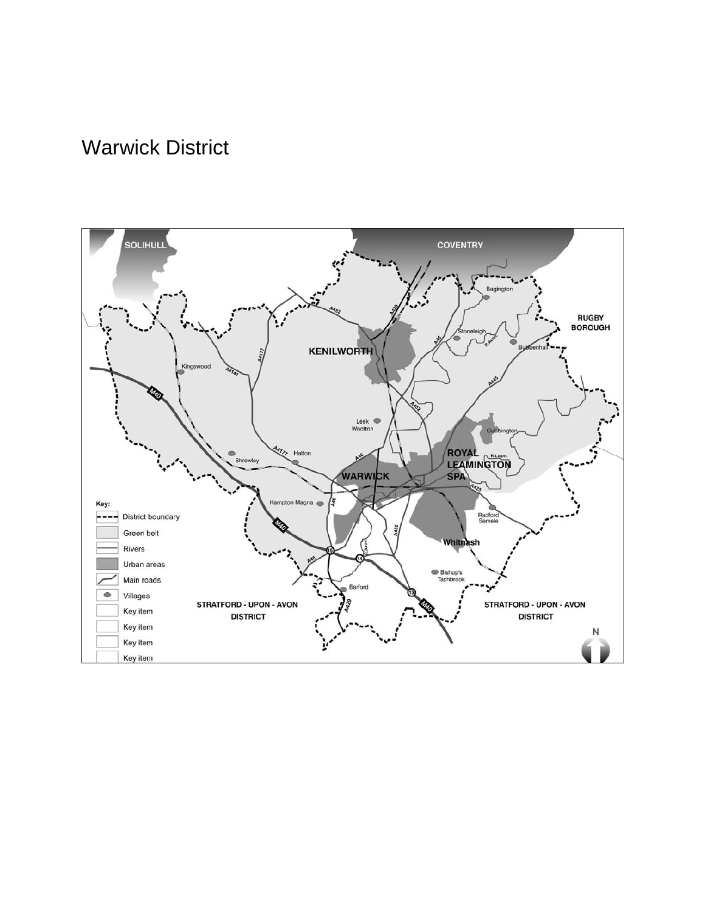# Warwick District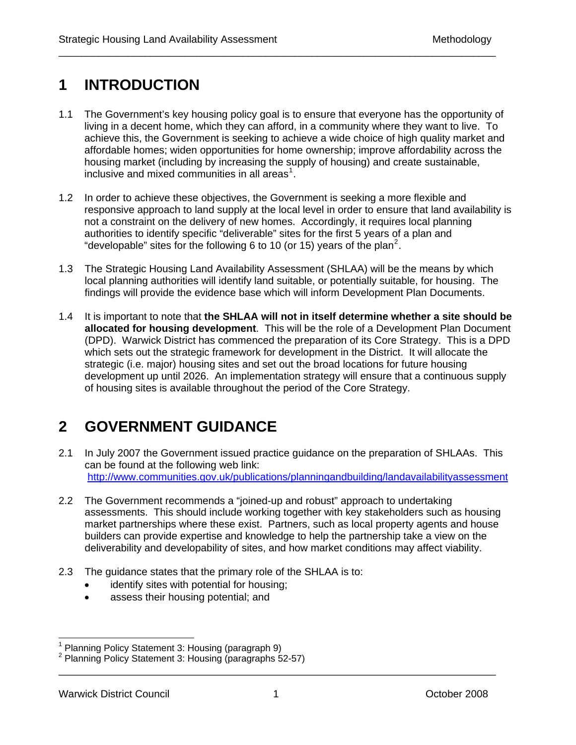# 1 INTRODUCTION

1.1 The Government's key housing policy goal is to ensure that everyone has the opportunity of living in a decent home, which they can afford, in a community where they want to live. To achieve this, the Government is seeking to achieve a wide choice of high quality market and affordable homes; widen opportunities for home ownership; improve affordability across the housing market (including by increasing the supply of housing) and create sustainable, inclusive and mixed communities in all areas[1].

1.2 In order to achieve these objectives, the Government is seeking a more flexible and responsive approach to land supply at the local level in order to ensure that land availability is not a constraint on the delivery of new homes. Accordingly, it requires local planning authorities to identify specific "deliverable" sites for the first 5 years of a plan and "developable" sites for the following 6 to 10 (or 15) years of the plan[2].

1.3 The Strategic Housing Land Availability Assessment (SHLAA) will be the means by which local planning authorities will identify land suitable, or potentially suitable, for housing. The findings will provide the evidence base which will inform Development Plan Documents.

1.4 It is important to note that **the SHLAA will not in itself determine whether a site should be allocated for housing development**. This will be the role of a Development Plan Document (DPD). Warwick District has commenced the preparation of its Core Strategy. This is a DPD which sets out the strategic framework for development in the District. It will allocate the strategic (i.e. major) housing sites and set out the broad locations for future housing development up until 2026. An implementation strategy will ensure that a continuous supply of housing sites is available throughout the period of the Core Strategy.

# 2 GOVERNMENT GUIDANCE

2.1 In July 2007 the Government issued practice guidance on the preparation of SHLAAs. This can be found at the following web link: http://www.communities.gov.uk/publications/planningandbuilding/landavailabilityassessment

2.2 The Government recommends a "joined-up and robust" approach to undertaking assessments. This should include working together with key stakeholders such as housing market partnerships where these exist. Partners, such as local property agents and house builders can provide expertise and knowledge to help the partnership take a view on the deliverability and developability of sites, and how market conditions may affect viability.

2.3 The guidance states that the primary role of the SHLAA is to:

- identify sites with potential for housing;
- assess their housing potential; and

[1] Planning Policy Statement 3: Housing (paragraph 9)
[2] Planning Policy Statement 3: Housing (paragraphs 52-57)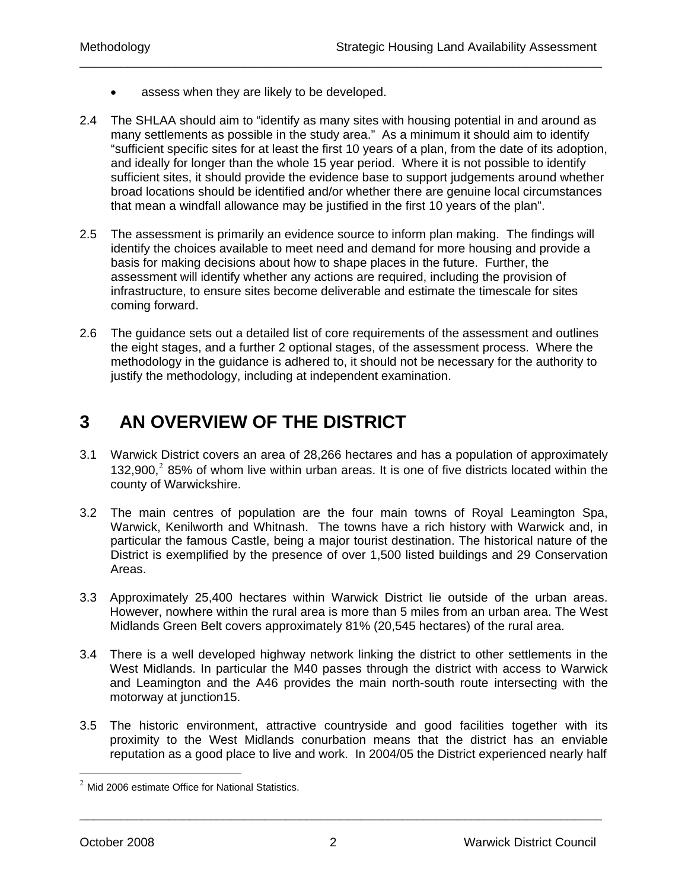- assess when they are likely to be developed.

2.4 The SHLAA should aim to "identify as many sites with housing potential in and around as many settlements as possible in the study area." As a minimum it should aim to identify "sufficient specific sites for at least the first 10 years of a plan, from the date of its adoption, and ideally for longer than the whole 15 year period. Where it is not possible to identify sufficient sites, it should provide the evidence base to support judgements around whether broad locations should be identified and/or whether there are genuine local circumstances that mean a windfall allowance may be justified in the first 10 years of the plan".

2.5 The assessment is primarily an evidence source to inform plan making. The findings will identify the choices available to meet need and demand for more housing and provide a basis for making decisions about how to shape places in the future. Further, the assessment will identify whether any actions are required, including the provision of infrastructure, to ensure sites become deliverable and estimate the timescale for sites coming forward.

2.6 The guidance sets out a detailed list of core requirements of the assessment and outlines the eight stages, and a further 2 optional stages, of the assessment process. Where the methodology in the guidance is adhered to, it should not be necessary for the authority to justify the methodology, including at independent examination.

# 3 AN OVERVIEW OF THE DISTRICT

3.1 Warwick District covers an area of 28,266 hectares and has a population of approximately 132,900,[2] 85% of whom live within urban areas. It is one of five districts located within the county of Warwickshire.

3.2 The main centres of population are the four main towns of Royal Leamington Spa, Warwick, Kenilworth and Whitnash. The towns have a rich history with Warwick and, in particular the famous Castle, being a major tourist destination. The historical nature of the District is exemplified by the presence of over 1,500 listed buildings and 29 Conservation Areas.

3.3 Approximately 25,400 hectares within Warwick District lie outside of the urban areas. However, nowhere within the rural area is more than 5 miles from an urban area. The West Midlands Green Belt covers approximately 81% (20,545 hectares) of the rural area.

3.4 There is a well developed highway network linking the district to other settlements in the West Midlands. In particular the M40 passes through the district with access to Warwick and Leamington and the A46 provides the main north-south route intersecting with the motorway at junction15.

3.5 The historic environment, attractive countryside and good facilities together with its proximity to the West Midlands conurbation means that the district has an enviable reputation as a good place to live and work. In 2004/05 the District experienced nearly half

[2] Mid 2006 estimate Office for National Statistics.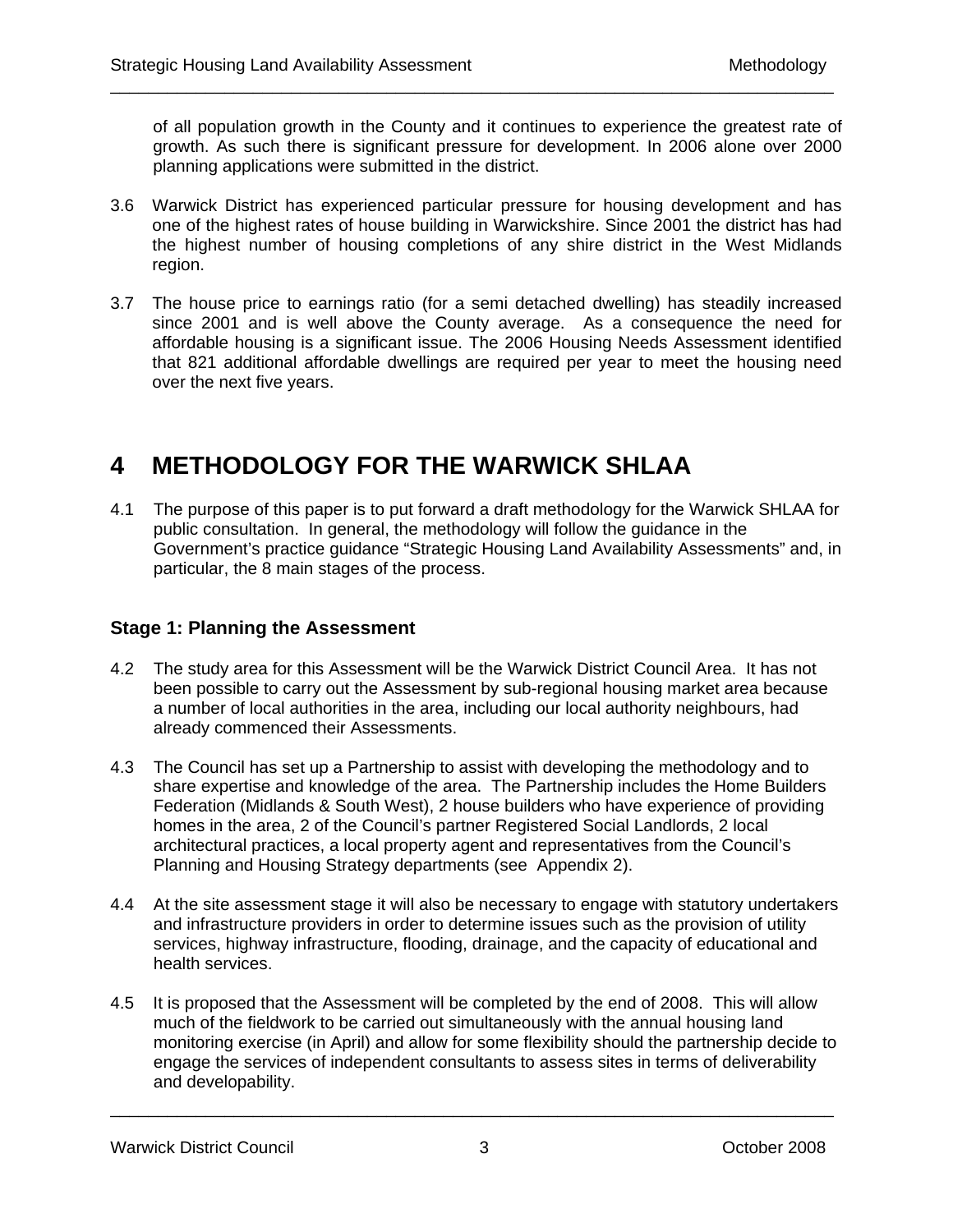of all population growth in the County and it continues to experience the greatest rate of growth. As such there is significant pressure for development. In 2006 alone over 2000 planning applications were submitted in the district.

3.6 Warwick District has experienced particular pressure for housing development and has one of the highest rates of house building in Warwickshire. Since 2001 the district has had the highest number of housing completions of any shire district in the West Midlands region.

3.7 The house price to earnings ratio (for a semi detached dwelling) has steadily increased since 2001 and is well above the County average. As a consequence the need for affordable housing is a significant issue. The 2006 Housing Needs Assessment identified that 821 additional affordable dwellings are required per year to meet the housing need over the next five years.

# 4 METHODOLOGY FOR THE WARWICK SHLAA

4.1 The purpose of this paper is to put forward a draft methodology for the Warwick SHLAA for public consultation. In general, the methodology will follow the guidance in the Government's practice guidance "Strategic Housing Land Availability Assessments" and, in particular, the 8 main stages of the process.

### Stage 1: Planning the Assessment

4.2 The study area for this Assessment will be the Warwick District Council Area. It has not been possible to carry out the Assessment by sub-regional housing market area because a number of local authorities in the area, including our local authority neighbours, had already commenced their Assessments.

4.3 The Council has set up a Partnership to assist with developing the methodology and to share expertise and knowledge of the area. The Partnership includes the Home Builders Federation (Midlands & South West), 2 house builders who have experience of providing homes in the area, 2 of the Council's partner Registered Social Landlords, 2 local architectural practices, a local property agent and representatives from the Council's Planning and Housing Strategy departments (see Appendix 2).

4.4 At the site assessment stage it will also be necessary to engage with statutory undertakers and infrastructure providers in order to determine issues such as the provision of utility services, highway infrastructure, flooding, drainage, and the capacity of educational and health services.

4.5 It is proposed that the Assessment will be completed by the end of 2008. This will allow much of the fieldwork to be carried out simultaneously with the annual housing land monitoring exercise (in April) and allow for some flexibility should the partnership decide to engage the services of independent consultants to assess sites in terms of deliverability and developability.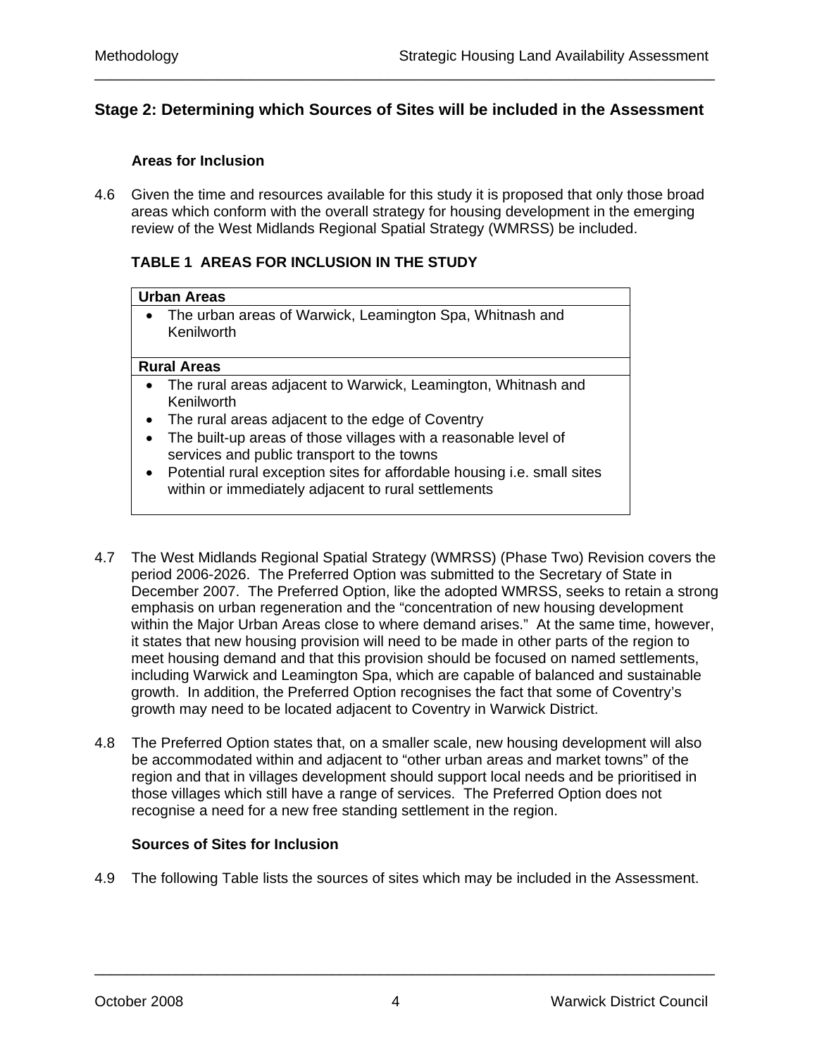## Stage 2: Determining which Sources of Sites will be included in the Assessment

### Areas for Inclusion

4.6 Given the time and resources available for this study it is proposed that only those broad areas which conform with the overall strategy for housing development in the emerging review of the West Midlands Regional Spatial Strategy (WMRSS) be included.

**TABLE 1 AREAS FOR INCLUSION IN THE STUDY**

| **Urban Areas** |
|---|
| • The urban areas of Warwick, Leamington Spa, Whitnash and Kenilworth |
| **Rural Areas** |
| • The rural areas adjacent to Warwick, Leamington, Whitnash and Kenilworth<br>• The rural areas adjacent to the edge of Coventry<br>• The built-up areas of those villages with a reasonable level of services and public transport to the towns<br>• Potential rural exception sites for affordable housing i.e. small sites within or immediately adjacent to rural settlements |

4.7 The West Midlands Regional Spatial Strategy (WMRSS) (Phase Two) Revision covers the period 2006-2026. The Preferred Option was submitted to the Secretary of State in December 2007. The Preferred Option, like the adopted WMRSS, seeks to retain a strong emphasis on urban regeneration and the "concentration of new housing development within the Major Urban Areas close to where demand arises." At the same time, however, it states that new housing provision will need to be made in other parts of the region to meet housing demand and that this provision should be focused on named settlements, including Warwick and Leamington Spa, which are capable of balanced and sustainable growth. In addition, the Preferred Option recognises the fact that some of Coventry's growth may need to be located adjacent to Coventry in Warwick District.

4.8 The Preferred Option states that, on a smaller scale, new housing development will also be accommodated within and adjacent to "other urban areas and market towns" of the region and that in villages development should support local needs and be prioritised in those villages which still have a range of services. The Preferred Option does not recognise a need for a new free standing settlement in the region.

### Sources of Sites for Inclusion

4.9 The following Table lists the sources of sites which may be included in the Assessment.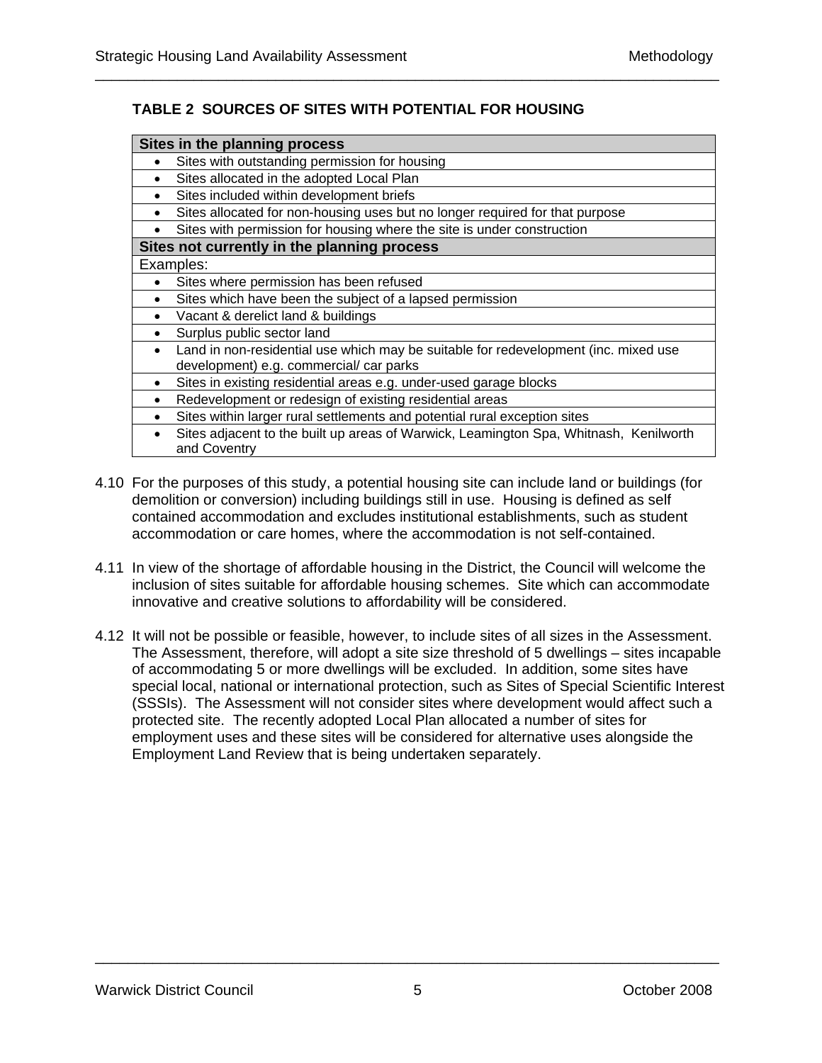**TABLE 2 SOURCES OF SITES WITH POTENTIAL FOR HOUSING**

| **Sites in the planning process** |
|---|
| • Sites with outstanding permission for housing |
| • Sites allocated in the adopted Local Plan |
| • Sites included within development briefs |
| • Sites allocated for non-housing uses but no longer required for that purpose |
| • Sites with permission for housing where the site is under construction |
| **Sites not currently in the planning process** |
| Examples: |
| • Sites where permission has been refused |
| • Sites which have been the subject of a lapsed permission |
| • Vacant & derelict land & buildings |
| • Surplus public sector land |
| • Land in non-residential use which may be suitable for redevelopment (inc. mixed use development) e.g. commercial/ car parks |
| • Sites in existing residential areas e.g. under-used garage blocks |
| • Redevelopment or redesign of existing residential areas |
| • Sites within larger rural settlements and potential rural exception sites |
| • Sites adjacent to the built up areas of Warwick, Leamington Spa, Whitnash, Kenilworth and Coventry |

4.10 For the purposes of this study, a potential housing site can include land or buildings (for demolition or conversion) including buildings still in use. Housing is defined as self contained accommodation and excludes institutional establishments, such as student accommodation or care homes, where the accommodation is not self-contained.

4.11 In view of the shortage of affordable housing in the District, the Council will welcome the inclusion of sites suitable for affordable housing schemes. Site which can accommodate innovative and creative solutions to affordability will be considered.

4.12 It will not be possible or feasible, however, to include sites of all sizes in the Assessment. The Assessment, therefore, will adopt a site size threshold of 5 dwellings – sites incapable of accommodating 5 or more dwellings will be excluded. In addition, some sites have special local, national or international protection, such as Sites of Special Scientific Interest (SSSIs). The Assessment will not consider sites where development would affect such a protected site. The recently adopted Local Plan allocated a number of sites for employment uses and these sites will be considered for alternative uses alongside the Employment Land Review that is being undertaken separately.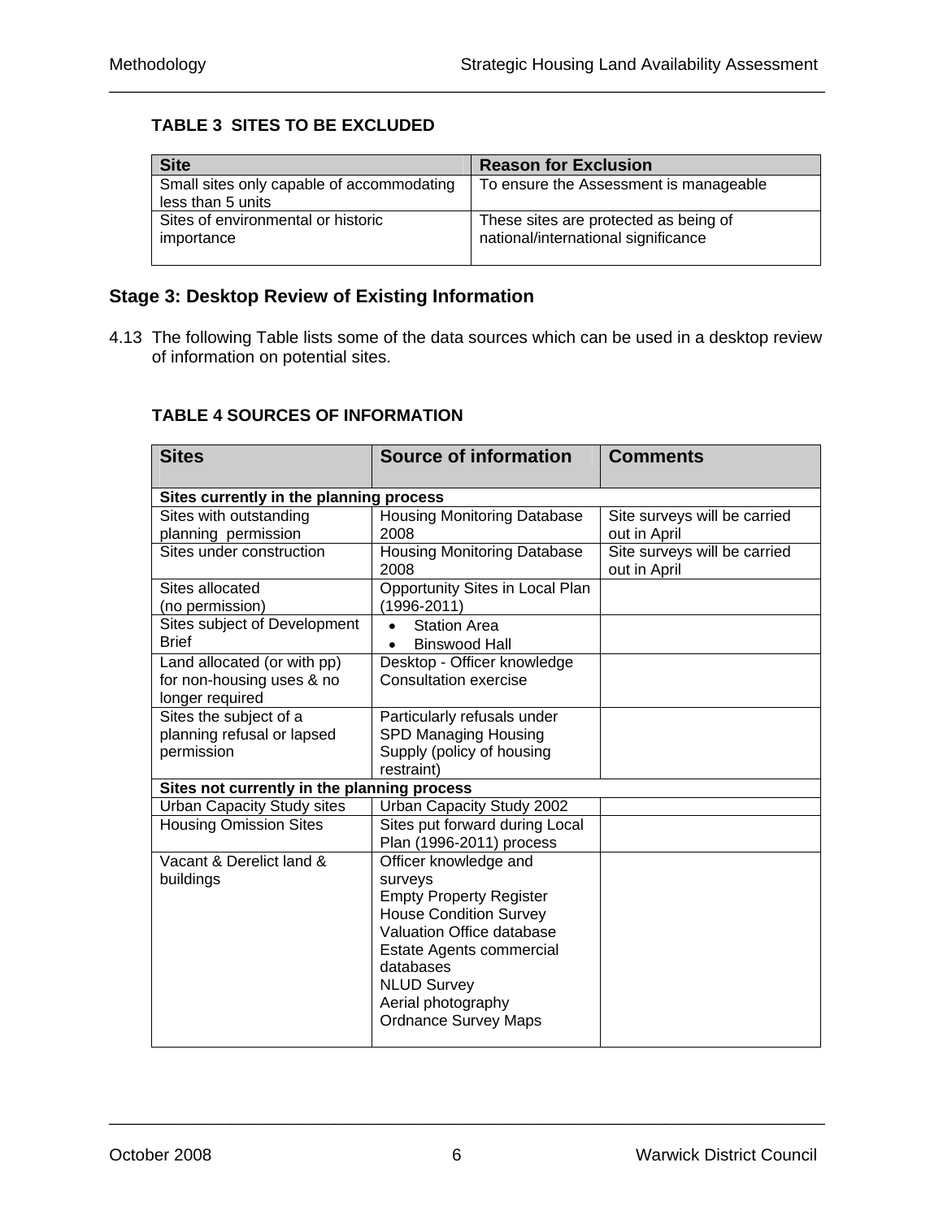**TABLE 3 SITES TO BE EXCLUDED**

| Site | Reason for Exclusion |
|---|---|
| Small sites only capable of accommodating less than 5 units | To ensure the Assessment is manageable |
| Sites of environmental or historic importance | These sites are protected as being of national/international significance |

## Stage 3: Desktop Review of Existing Information

4.13 The following Table lists some of the data sources which can be used in a desktop review of information on potential sites.

**TABLE 4 SOURCES OF INFORMATION**

| Sites | Source of information | Comments |
|---|---|---|
| **Sites currently in the planning process** | | |
| Sites with outstanding planning permission | Housing Monitoring Database 2008 | Site surveys will be carried out in April |
| Sites under construction | Housing Monitoring Database 2008 | Site surveys will be carried out in April |
| Sites allocated (no permission) | Opportunity Sites in Local Plan (1996-2011) | |
| Sites subject of Development Brief | • Station Area<br>• Binswood Hall | |
| Land allocated (or with pp) for non-housing uses & no longer required | Desktop - Officer knowledge<br>Consultation exercise | |
| Sites the subject of a planning refusal or lapsed permission | Particularly refusals under SPD Managing Housing Supply (policy of housing restraint) | |
| **Sites not currently in the planning process** | | |
| Urban Capacity Study sites | Urban Capacity Study 2002 | |
| Housing Omission Sites | Sites put forward during Local Plan (1996-2011) process | |
| Vacant & Derelict land & buildings | Officer knowledge and surveys<br>Empty Property Register<br>House Condition Survey<br>Valuation Office database<br>Estate Agents commercial databases<br>NLUD Survey<br>Aerial photography<br>Ordnance Survey Maps | |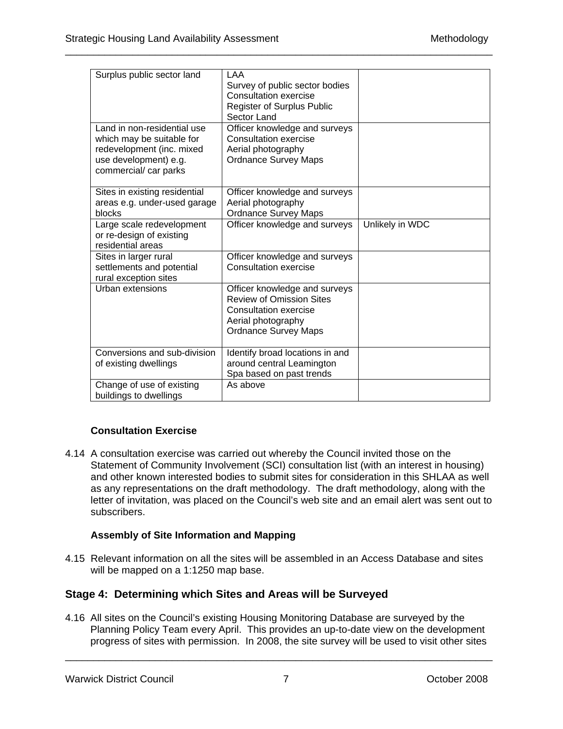| | | |
|---|---|---|
| Surplus public sector land | LAA<br>Survey of public sector bodies<br>Consultation exercise<br>Register of Surplus Public Sector Land | |
| Land in non-residential use which may be suitable for redevelopment (inc. mixed use development) e.g. commercial/ car parks | Officer knowledge and surveys<br>Consultation exercise<br>Aerial photography<br>Ordnance Survey Maps | |
| Sites in existing residential areas e.g. under-used garage blocks | Officer knowledge and surveys<br>Aerial photography<br>Ordnance Survey Maps | |
| Large scale redevelopment or re-design of existing residential areas | Officer knowledge and surveys | Unlikely in WDC |
| Sites in larger rural settlements and potential rural exception sites | Officer knowledge and surveys<br>Consultation exercise | |
| Urban extensions | Officer knowledge and surveys<br>Review of Omission Sites<br>Consultation exercise<br>Aerial photography<br>Ordnance Survey Maps | |
| Conversions and sub-division of existing dwellings | Identify broad locations in and around central Leamington Spa based on past trends | |
| Change of use of existing buildings to dwellings | As above | |

**Consultation Exercise**

4.14 A consultation exercise was carried out whereby the Council invited those on the Statement of Community Involvement (SCI) consultation list (with an interest in housing) and other known interested bodies to submit sites for consideration in this SHLAA as well as any representations on the draft methodology. The draft methodology, along with the letter of invitation, was placed on the Council's web site and an email alert was sent out to subscribers.

**Assembly of Site Information and Mapping**

4.15 Relevant information on all the sites will be assembled in an Access Database and sites will be mapped on a 1:1250 map base.

## Stage 4: Determining which Sites and Areas will be Surveyed

4.16 All sites on the Council's existing Housing Monitoring Database are surveyed by the Planning Policy Team every April. This provides an up-to-date view on the development progress of sites with permission. In 2008, the site survey will be used to visit other sites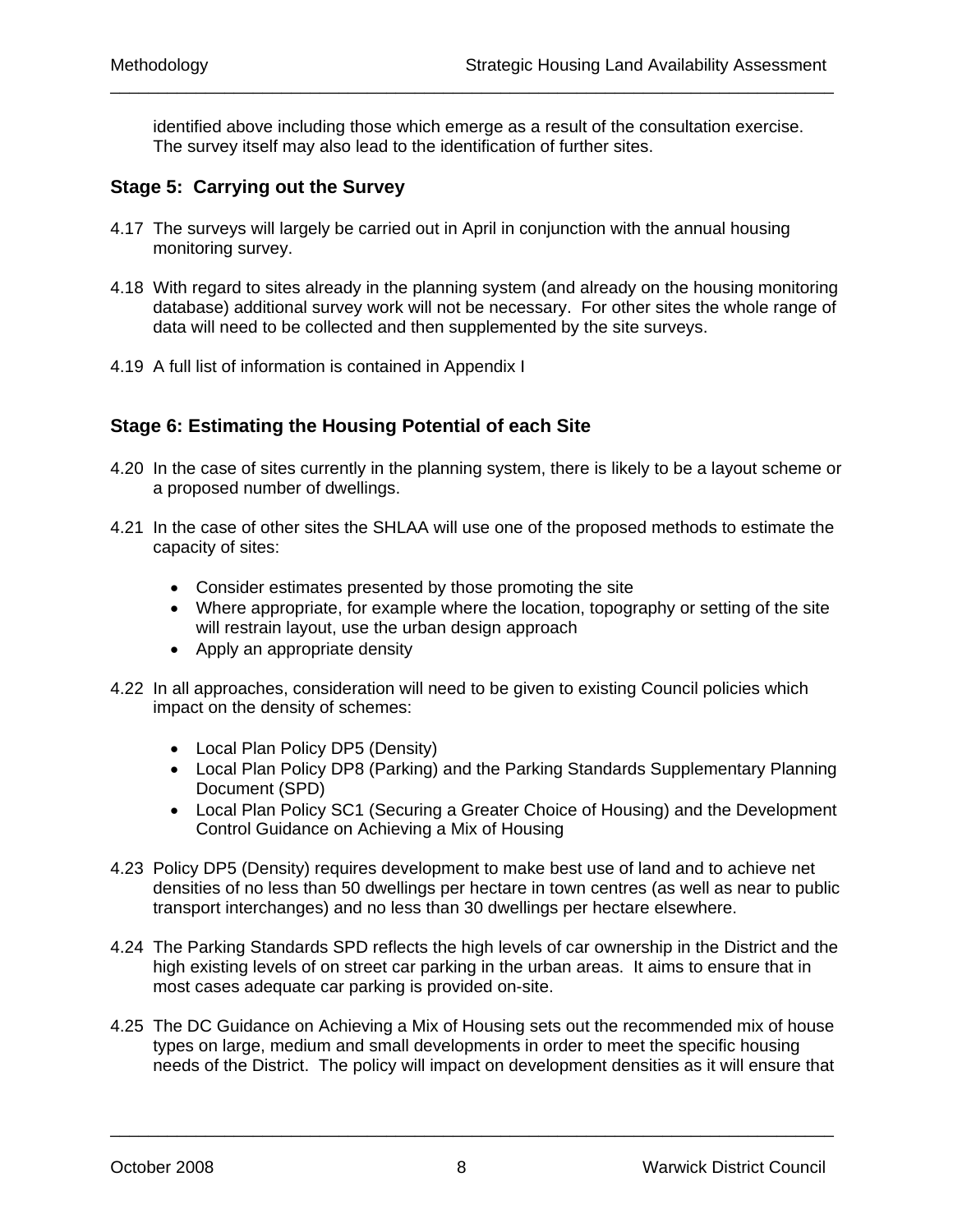identified above including those which emerge as a result of the consultation exercise. The survey itself may also lead to the identification of further sites.

### Stage 5: Carrying out the Survey

4.17 The surveys will largely be carried out in April in conjunction with the annual housing monitoring survey.

4.18 With regard to sites already in the planning system (and already on the housing monitoring database) additional survey work will not be necessary. For other sites the whole range of data will need to be collected and then supplemented by the site surveys.

4.19 A full list of information is contained in Appendix I

### Stage 6: Estimating the Housing Potential of each Site

4.20 In the case of sites currently in the planning system, there is likely to be a layout scheme or a proposed number of dwellings.

4.21 In the case of other sites the SHLAA will use one of the proposed methods to estimate the capacity of sites:

- Consider estimates presented by those promoting the site
- Where appropriate, for example where the location, topography or setting of the site will restrain layout, use the urban design approach
- Apply an appropriate density

4.22 In all approaches, consideration will need to be given to existing Council policies which impact on the density of schemes:

- Local Plan Policy DP5 (Density)
- Local Plan Policy DP8 (Parking) and the Parking Standards Supplementary Planning Document (SPD)
- Local Plan Policy SC1 (Securing a Greater Choice of Housing) and the Development Control Guidance on Achieving a Mix of Housing

4.23 Policy DP5 (Density) requires development to make best use of land and to achieve net densities of no less than 50 dwellings per hectare in town centres (as well as near to public transport interchanges) and no less than 30 dwellings per hectare elsewhere.

4.24 The Parking Standards SPD reflects the high levels of car ownership in the District and the high existing levels of on street car parking in the urban areas. It aims to ensure that in most cases adequate car parking is provided on-site.

4.25 The DC Guidance on Achieving a Mix of Housing sets out the recommended mix of house types on large, medium and small developments in order to meet the specific housing needs of the District. The policy will impact on development densities as it will ensure that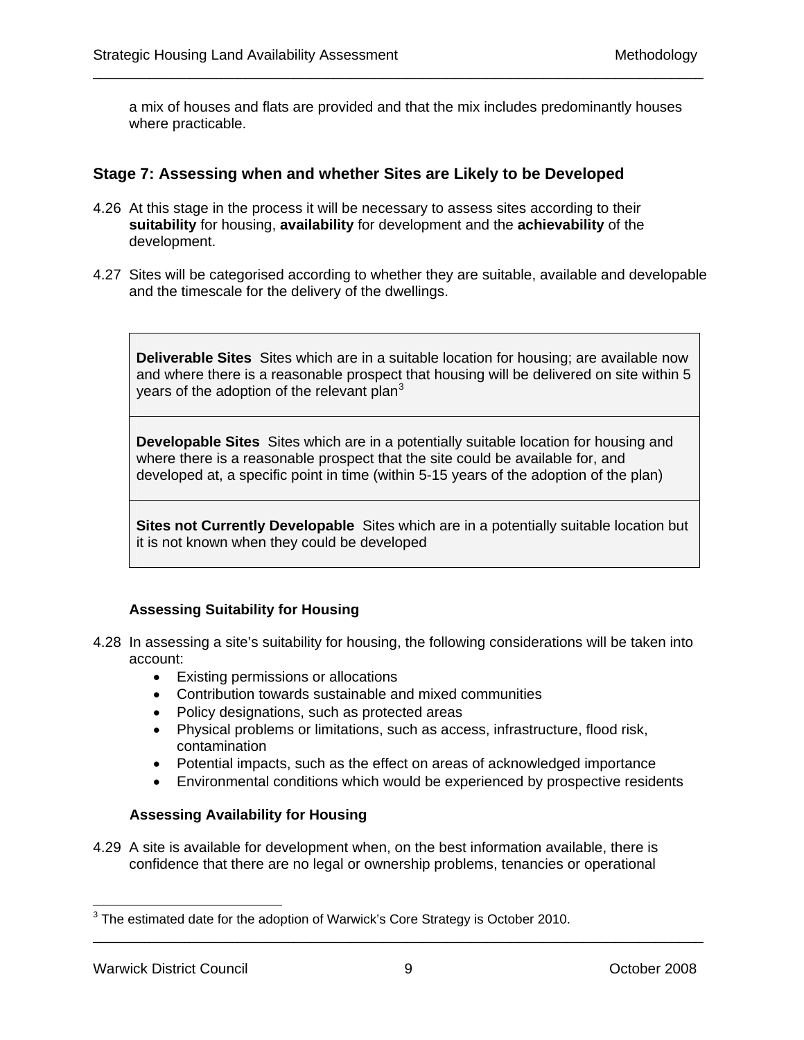a mix of houses and flats are provided and that the mix includes predominantly houses where practicable.

## Stage 7: Assessing when and whether Sites are Likely to be Developed

4.26 At this stage in the process it will be necessary to assess sites according to their **suitability** for housing, **availability** for development and the **achievability** of the development.

4.27 Sites will be categorised according to whether they are suitable, available and developable and the timescale for the delivery of the dwellings.

| |
|---|
| **Deliverable Sites** Sites which are in a suitable location for housing; are available now and where there is a reasonable prospect that housing will be delivered on site within 5 years of the adoption of the relevant plan[3] |
| **Developable Sites** Sites which are in a potentially suitable location for housing and where there is a reasonable prospect that the site could be available for, and developed at, a specific point in time (within 5-15 years of the adoption of the plan) |
| **Sites not Currently Developable** Sites which are in a potentially suitable location but it is not known when they could be developed |

### Assessing Suitability for Housing

4.28 In assessing a site's suitability for housing, the following considerations will be taken into account:

- Existing permissions or allocations
- Contribution towards sustainable and mixed communities
- Policy designations, such as protected areas
- Physical problems or limitations, such as access, infrastructure, flood risk, contamination
- Potential impacts, such as the effect on areas of acknowledged importance
- Environmental conditions which would be experienced by prospective residents

### Assessing Availability for Housing

4.29 A site is available for development when, on the best information available, there is confidence that there are no legal or ownership problems, tenancies or operational

[3] The estimated date for the adoption of Warwick's Core Strategy is October 2010.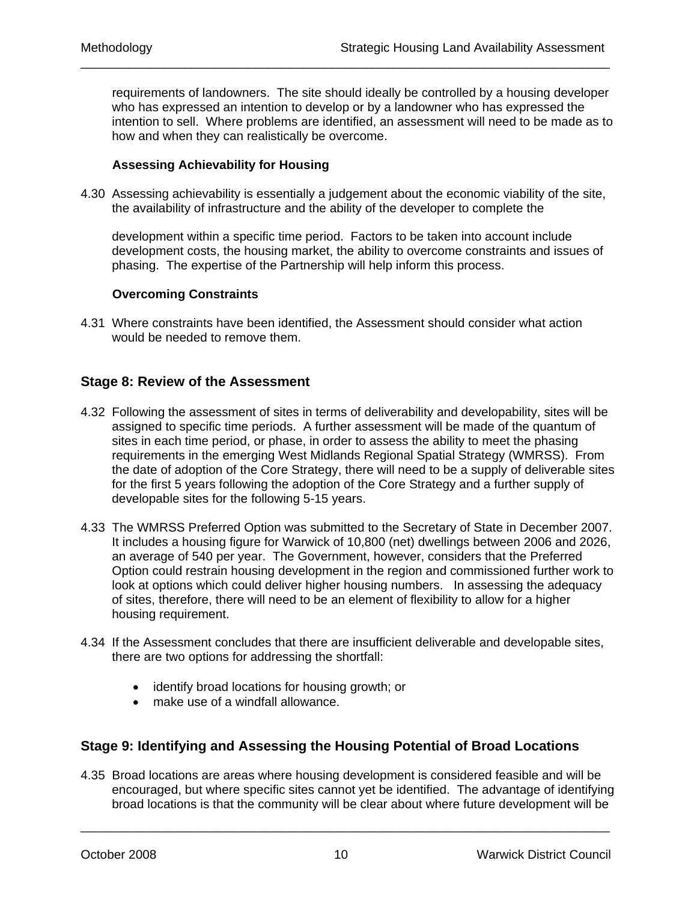requirements of landowners. The site should ideally be controlled by a housing developer who has expressed an intention to develop or by a landowner who has expressed the intention to sell. Where problems are identified, an assessment will need to be made as to how and when they can realistically be overcome.

**Assessing Achievability for Housing**

4.30 Assessing achievability is essentially a judgement about the economic viability of the site, the availability of infrastructure and the ability of the developer to complete the development within a specific time period. Factors to be taken into account include development costs, the housing market, the ability to overcome constraints and issues of phasing. The expertise of the Partnership will help inform this process.

**Overcoming Constraints**

4.31 Where constraints have been identified, the Assessment should consider what action would be needed to remove them.

## Stage 8: Review of the Assessment

4.32 Following the assessment of sites in terms of deliverability and developability, sites will be assigned to specific time periods. A further assessment will be made of the quantum of sites in each time period, or phase, in order to assess the ability to meet the phasing requirements in the emerging West Midlands Regional Spatial Strategy (WMRSS). From the date of adoption of the Core Strategy, there will need to be a supply of deliverable sites for the first 5 years following the adoption of the Core Strategy and a further supply of developable sites for the following 5-15 years.

4.33 The WMRSS Preferred Option was submitted to the Secretary of State in December 2007. It includes a housing figure for Warwick of 10,800 (net) dwellings between 2006 and 2026, an average of 540 per year. The Government, however, considers that the Preferred Option could restrain housing development in the region and commissioned further work to look at options which could deliver higher housing numbers. In assessing the adequacy of sites, therefore, there will need to be an element of flexibility to allow for a higher housing requirement.

4.34 If the Assessment concludes that there are insufficient deliverable and developable sites, there are two options for addressing the shortfall:

- identify broad locations for housing growth; or
- make use of a windfall allowance.

## Stage 9: Identifying and Assessing the Housing Potential of Broad Locations

4.35 Broad locations are areas where housing development is considered feasible and will be encouraged, but where specific sites cannot yet be identified. The advantage of identifying broad locations is that the community will be clear about where future development will be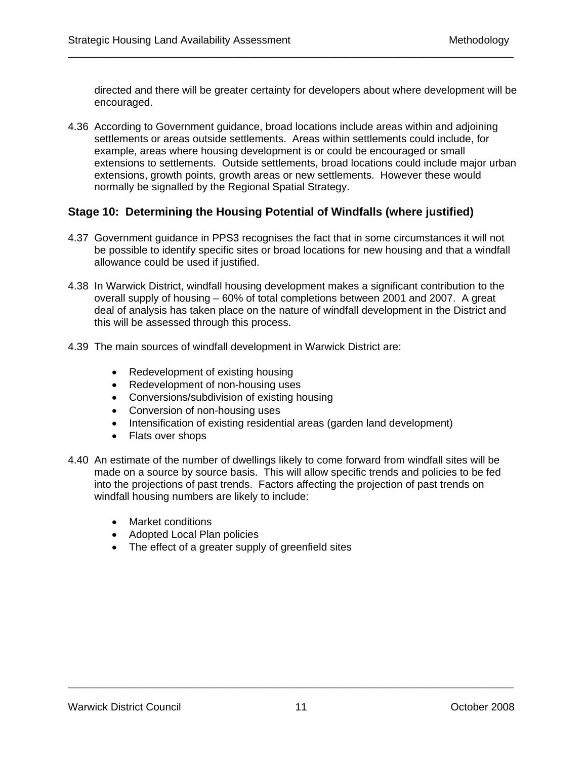directed and there will be greater certainty for developers about where development will be encouraged.

4.36 According to Government guidance, broad locations include areas within and adjoining settlements or areas outside settlements. Areas within settlements could include, for example, areas where housing development is or could be encouraged or small extensions to settlements. Outside settlements, broad locations could include major urban extensions, growth points, growth areas or new settlements. However these would normally be signalled by the Regional Spatial Strategy.

### Stage 10: Determining the Housing Potential of Windfalls (where justified)

4.37 Government guidance in PPS3 recognises the fact that in some circumstances it will not be possible to identify specific sites or broad locations for new housing and that a windfall allowance could be used if justified.

4.38 In Warwick District, windfall housing development makes a significant contribution to the overall supply of housing – 60% of total completions between 2001 and 2007. A great deal of analysis has taken place on the nature of windfall development in the District and this will be assessed through this process.

4.39 The main sources of windfall development in Warwick District are:

- Redevelopment of existing housing
- Redevelopment of non-housing uses
- Conversions/subdivision of existing housing
- Conversion of non-housing uses
- Intensification of existing residential areas (garden land development)
- Flats over shops

4.40 An estimate of the number of dwellings likely to come forward from windfall sites will be made on a source by source basis. This will allow specific trends and policies to be fed into the projections of past trends. Factors affecting the projection of past trends on windfall housing numbers are likely to include:

- Market conditions
- Adopted Local Plan policies
- The effect of a greater supply of greenfield sites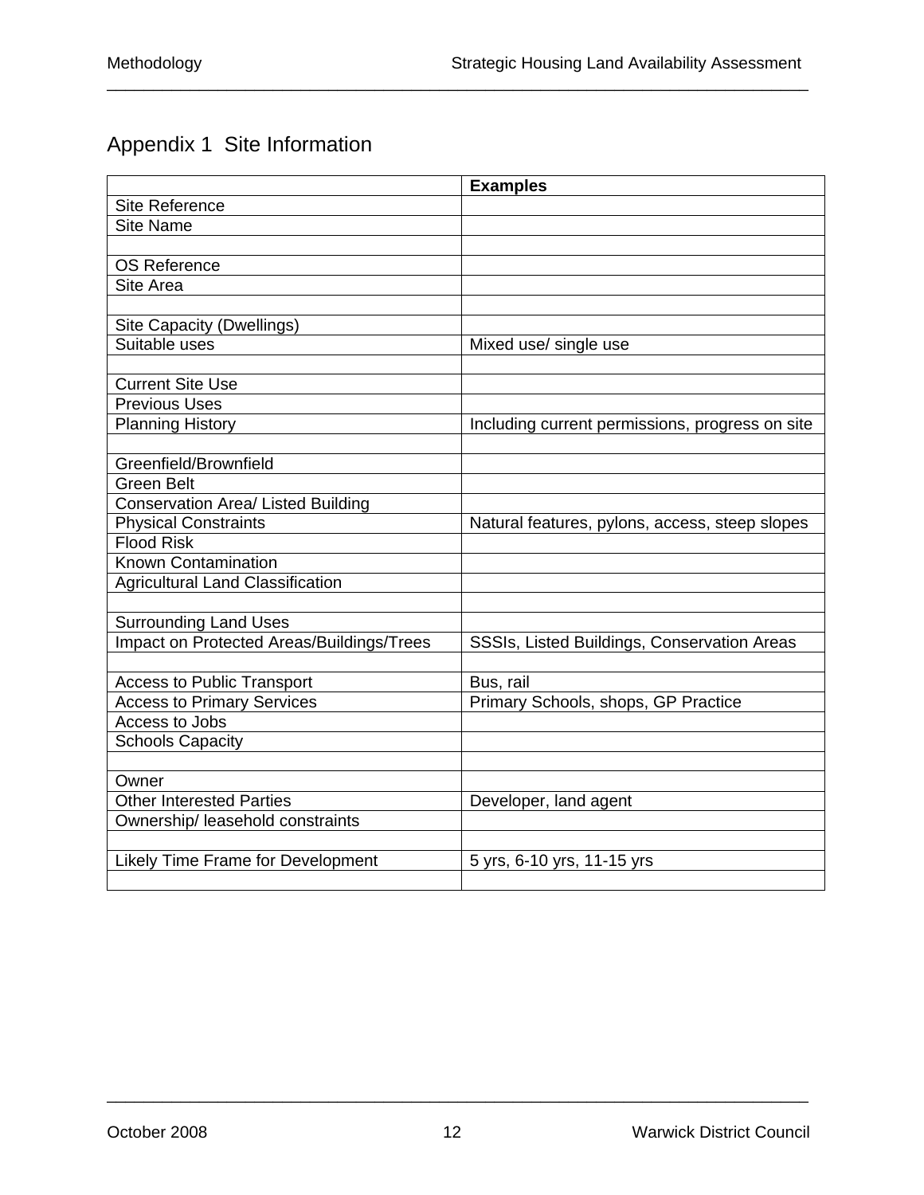# Appendix 1  Site Information

| | **Examples** |
|---|---|
| Site Reference | |
| Site Name | |
| | |
| OS Reference | |
| Site Area | |
| | |
| Site Capacity (Dwellings) | |
| Suitable uses | Mixed use/ single use |
| | |
| Current Site Use | |
| Previous Uses | |
| Planning History | Including current permissions, progress on site |
| | |
| Greenfield/Brownfield | |
| Green Belt | |
| Conservation Area/ Listed Building | |
| Physical Constraints | Natural features, pylons, access, steep slopes |
| Flood Risk | |
| Known Contamination | |
| Agricultural Land Classification | |
| | |
| Surrounding Land Uses | |
| Impact on Protected Areas/Buildings/Trees | SSSIs, Listed Buildings, Conservation Areas |
| | |
| Access to Public Transport | Bus, rail |
| Access to Primary Services | Primary Schools, shops, GP Practice |
| Access to Jobs | |
| Schools Capacity | |
| | |
| Owner | |
| Other Interested Parties | Developer, land agent |
| Ownership/ leasehold constraints | |
| | |
| Likely Time Frame for Development | 5 yrs, 6-10 yrs, 11-15 yrs |
| | |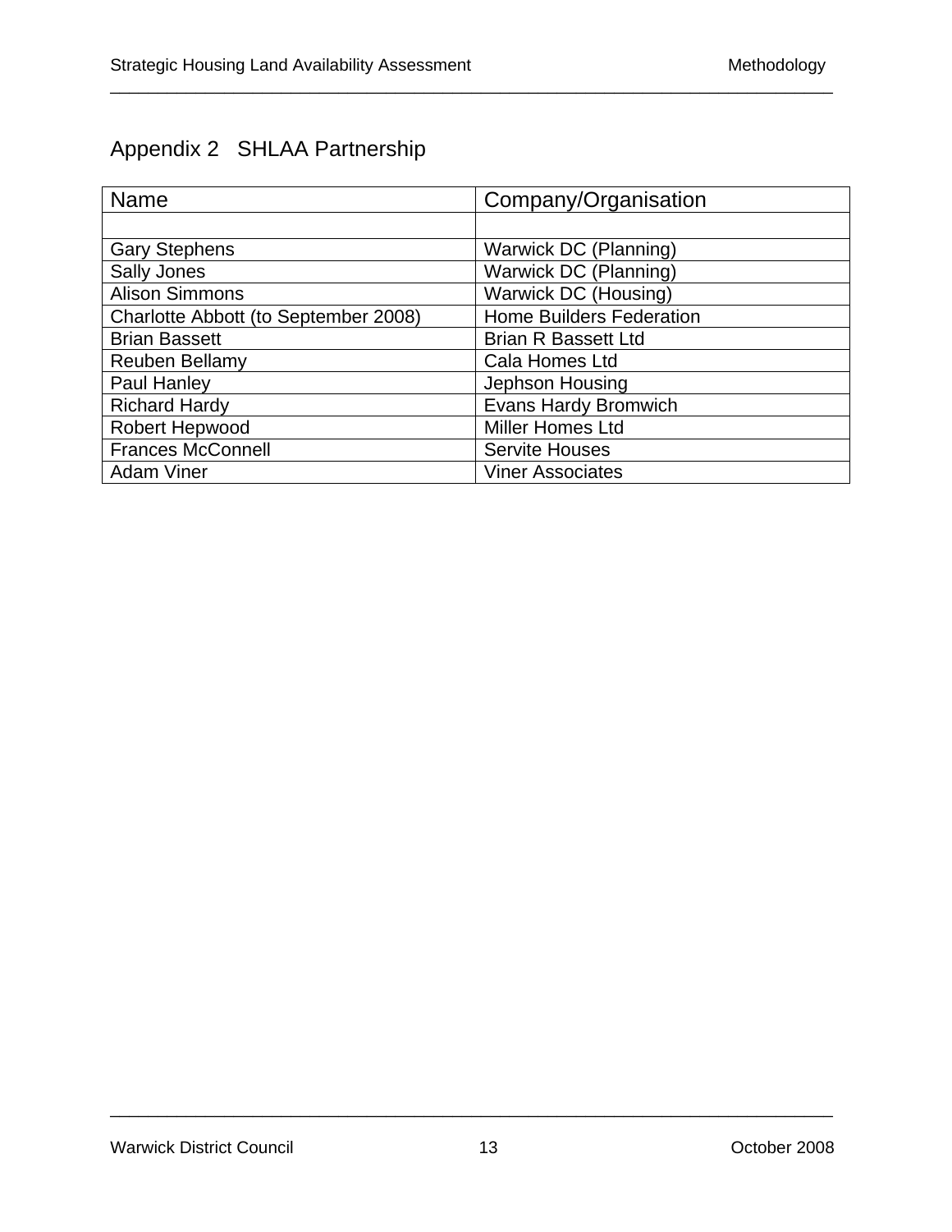## Appendix 2   SHLAA Partnership

| Name | Company/Organisation |
|---|---|
| | |
| Gary Stephens | Warwick DC (Planning) |
| Sally Jones | Warwick DC (Planning) |
| Alison Simmons | Warwick DC (Housing) |
| Charlotte Abbott (to September 2008) | Home Builders Federation |
| Brian Bassett | Brian R Bassett Ltd |
| Reuben Bellamy | Cala Homes Ltd |
| Paul Hanley | Jephson Housing |
| Richard Hardy | Evans Hardy Bromwich |
| Robert Hepwood | Miller Homes Ltd |
| Frances McConnell | Servite Houses |
| Adam Viner | Viner Associates |